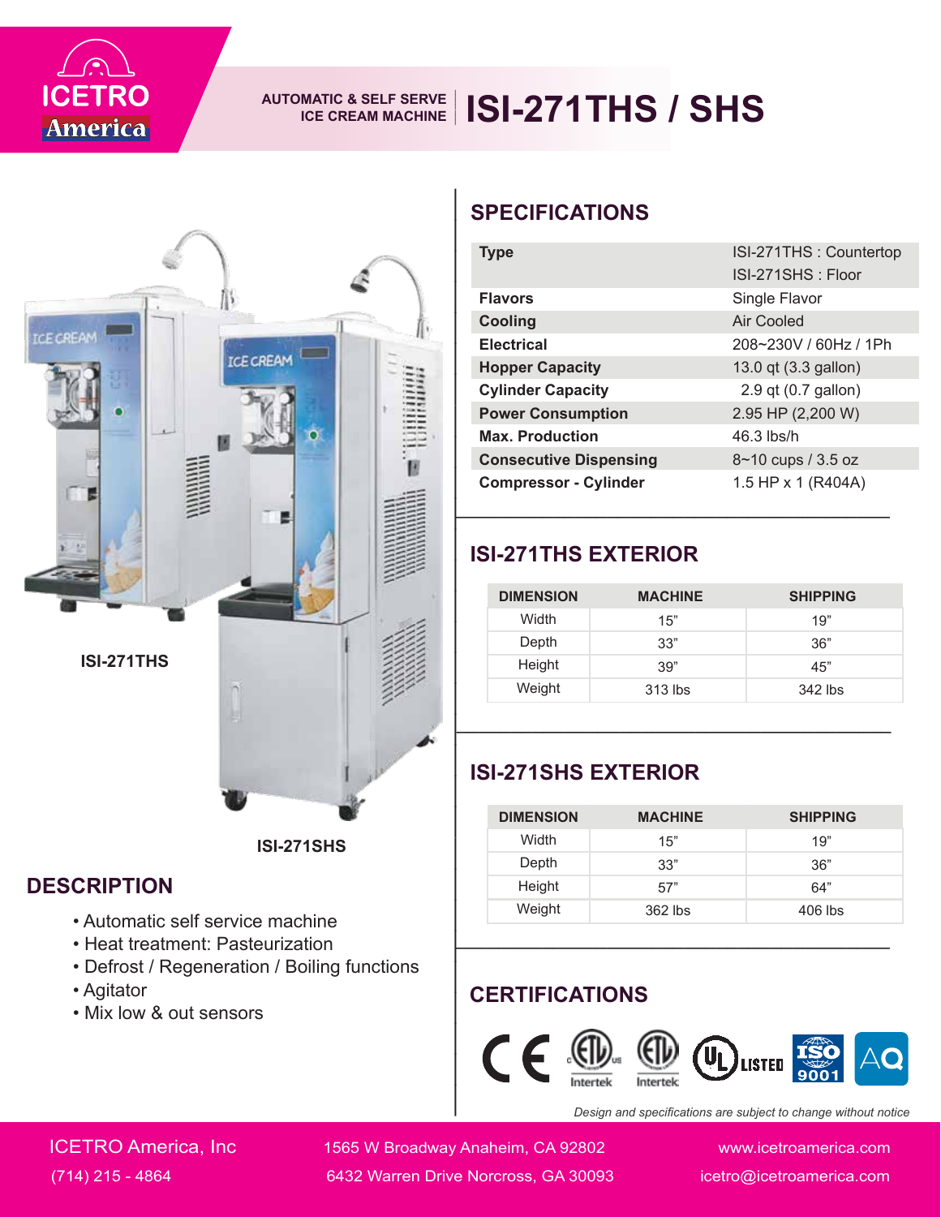ICETRO America

AUTOMATIC & SELF SERVE ICE CREAM MACHINE

# ISI-271THS / SHS

ISI-271THS

ISI-271SHS

## DESCRIPTION

- Automatic self service machine
- Heat treatment: Pasteurization
- Defrost / Regeneration / Boiling functions
- Agitator
- Mix low & out sensors

## SPECIFICATIONS

| | |
|---|---|
| **Type** | ISI-271THS : Countertop<br>ISI-271SHS : Floor |
| **Flavors** | Single Flavor |
| **Cooling** | Air Cooled |
| **Electrical** | 208~230V / 60Hz / 1Ph |
| **Hopper Capacity** | 13.0 qt (3.3 gallon) |
| **Cylinder Capacity** | 2.9 qt (0.7 gallon) |
| **Power Consumption** | 2.95 HP (2,200 W) |
| **Max. Production** | 46.3 lbs/h |
| **Consecutive Dispensing** | 8~10 cups / 3.5 oz |
| **Compressor - Cylinder** | 1.5 HP x 1 (R404A) |

## ISI-271THS EXTERIOR

| DIMENSION | MACHINE | SHIPPING |
|---|---|---|
| Width | 15" | 19" |
| Depth | 33" | 36" |
| Height | 39" | 45" |
| Weight | 313 lbs | 342 lbs |

## ISI-271SHS EXTERIOR

| DIMENSION | MACHINE | SHIPPING |
|---|---|---|
| Width | 15" | 19" |
| Depth | 33" | 36" |
| Height | 57" | 64" |
| Weight | 362 lbs | 406 lbs |

## CERTIFICATIONS

CE, ETL (Intertek), ETL Sanitation (Intertek), UL LISTED, ISO 9001, AQ

*Design and specifications are subject to change without notice*

ICETRO America, Inc
(714) 215 - 4864

1565 W Broadway Anaheim, CA 92802
6432 Warren Drive Norcross, GA 30093

www.icetroamerica.com
icetro@icetroamerica.com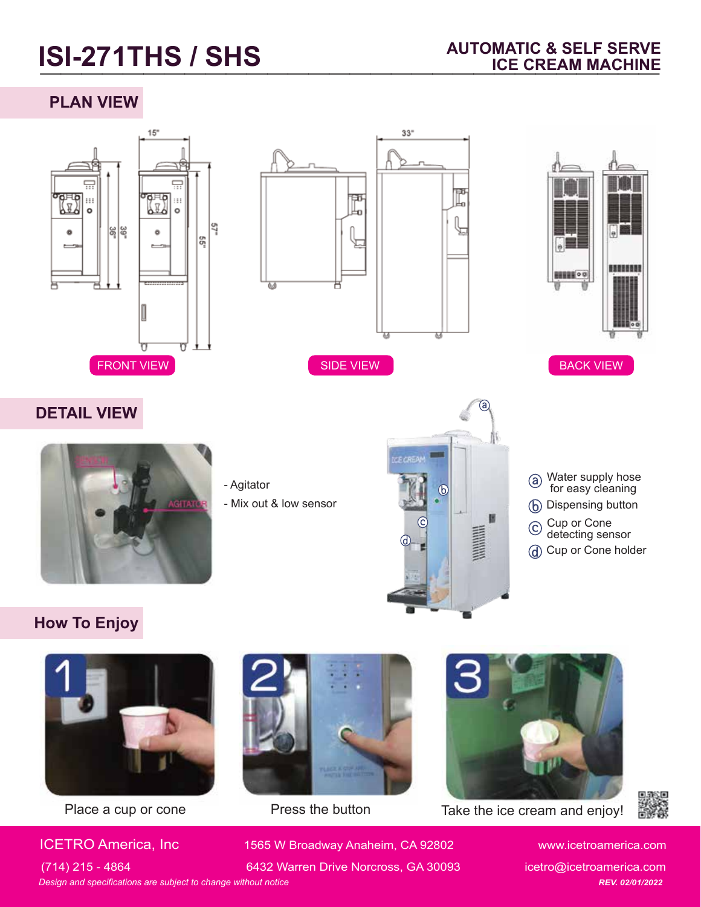# ISI-271THS / SHS

**AUTOMATIC & SELF SERVE ICE CREAM MACHINE**

## PLAN VIEW

15"

36"

39"

65"

57"

FRONT VIEW

33"

SIDE VIEW

BACK VIEW

## DETAIL VIEW

- Agitator
- Mix out & low sensor

ⓐ Water supply hose for easy cleaning

ⓑ Dispensing button

ⓒ Cup or Cone detecting sensor

ⓓ Cup or Cone holder

## How To Enjoy

1. Place a cup or cone
2. Press the button
3. Take the ice cream and enjoy!

ICETRO America, Inc

(714) 215 - 4864

1565 W Broadway Anaheim, CA 92802

6432 Warren Drive Norcross, GA 30093

www.icetroamerica.com

icetro@icetroamerica.com

*Design and specifications are subject to change without notice*

***REV. 02/01/2022***